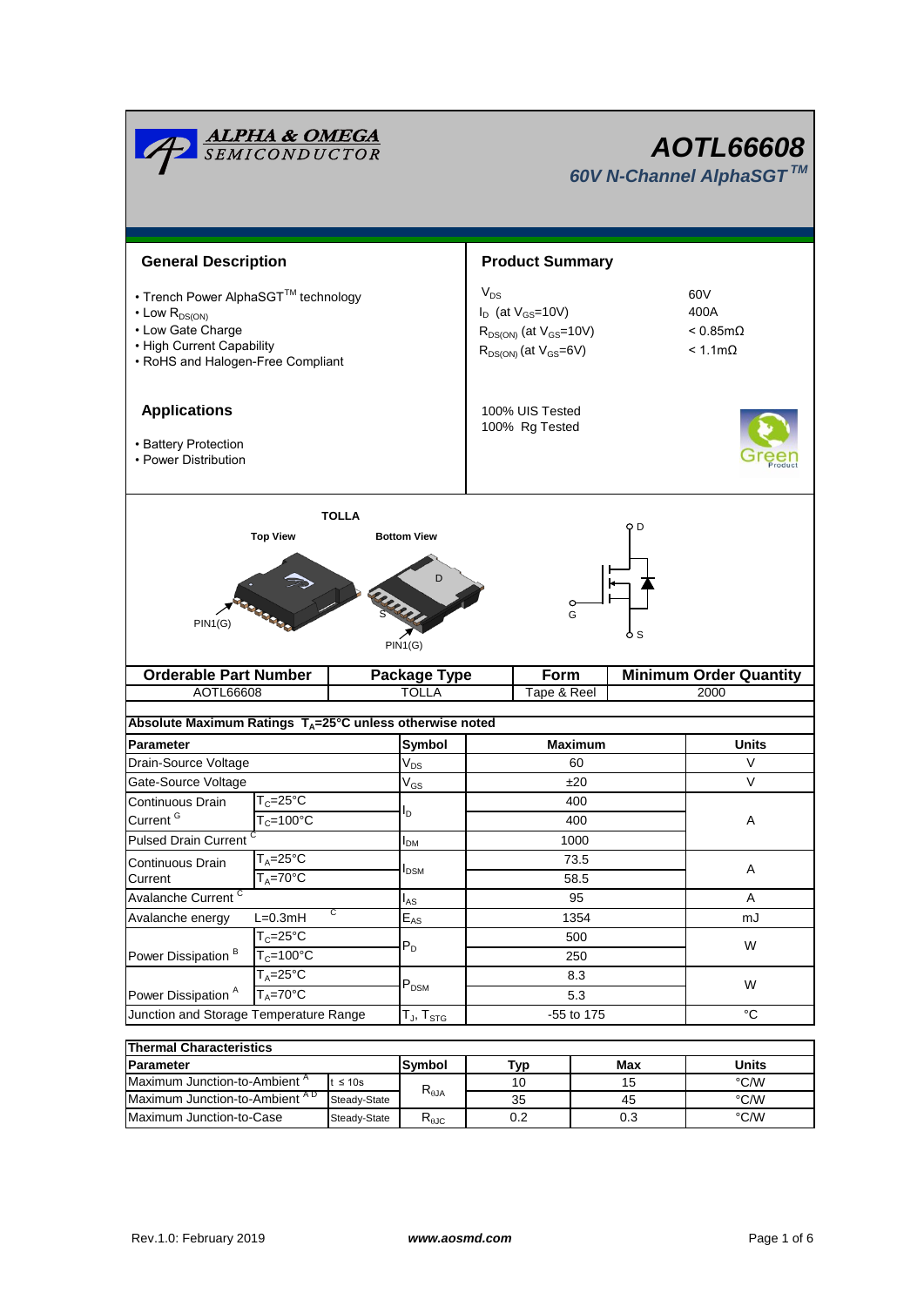# AOTL66608

## *60V N-Channel AlphaSGT™*

ALPHA & OMEGA SEMICONDUCTOR

## General Description

- Trench Power AlphaSGT™ technology
- Low $R_{DS(ON)}$
- Low Gate Charge
- High Current Capability
- RoHS and Halogen-Free Compliant

## Product Summary

| | |
|---|---|
| $V_{DS}$ | 60V |
| $I_D$ (at $V_{GS}$=10V) | 400A |
| $R_{DS(ON)}$ (at $V_{GS}$=10V) | < 0.85mΩ |
| $R_{DS(ON)}$ (at $V_{GS}$=6V) | < 1.1mΩ |

100% UIS Tested
100% Rg Tested

## Applications

- Battery Protection
- Power Distribution

TOLLA

Top View — PIN1(G)

Bottom View — D, S, PIN1(G)

D, G, S

| Orderable Part Number | Package Type | Form | Minimum Order Quantity |
|---|---|---|---|
| AOTL66608 | TOLLA | Tape & Reel | 2000 |

**Absolute Maximum Ratings $T_A$=25°C unless otherwise noted**

| Parameter | | Symbol | Maximum | Units |
|---|---|---|---|---|
| Drain-Source Voltage | | $V_{DS}$ | 60 | V |
| Gate-Source Voltage | | $V_{GS}$ | ±20 | V |
| Continuous Drain Current [G] | $T_C$=25°C | $I_D$ | 400 | A |
| | $T_C$=100°C | | 400 | |
| Pulsed Drain Current [C] | | $I_{DM}$ | 1000 | |
| Continuous Drain Current | $T_A$=25°C | $I_{DSM}$ | 73.5 | A |
| | $T_A$=70°C | | 58.5 | |
| Avalanche Current [C] | | $I_{AS}$ | 95 | A |
| Avalanche energy | L=0.3mH [C] | $E_{AS}$ | 1354 | mJ |
| Power Dissipation [B] | $T_C$=25°C | $P_D$ | 500 | W |
| | $T_C$=100°C | | 250 | |
| Power Dissipation [A] | $T_A$=25°C | $P_{DSM}$ | 8.3 | W |
| | $T_A$=70°C | | 5.3 | |
| Junction and Storage Temperature Range | | $T_J$, $T_{STG}$ | -55 to 175 | °C |

**Thermal Characteristics**

| Parameter | | Symbol | Typ | Max | Units |
|---|---|---|---|---|---|
| Maximum Junction-to-Ambient [A] | t ≤ 10s | $R_{\theta JA}$ | 10 | 15 | °C/W |
| Maximum Junction-to-Ambient [A D] | Steady-State | | 35 | 45 | °C/W |
| Maximum Junction-to-Case | Steady-State | $R_{\theta JC}$ | 0.2 | 0.3 | °C/W |

Rev.1.0: February 2019 www.aosmd.com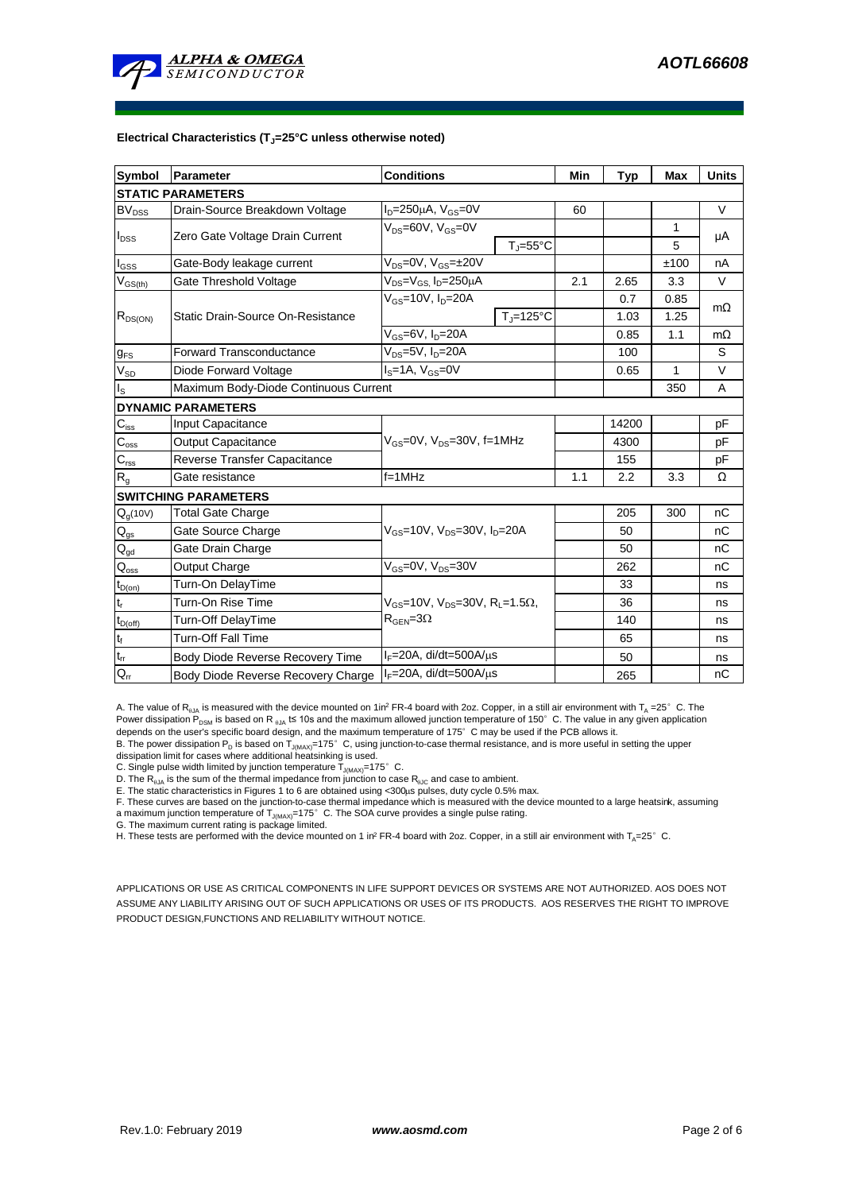**Electrical Characteristics ($T_J$=25°C unless otherwise noted)**

| Symbol | Parameter | Conditions | | Min | Typ | Max | Units |
|---|---|---|---|---|---|---|---|
| **STATIC PARAMETERS** | | | | | | | |
| $BV_{DSS}$ | Drain-Source Breakdown Voltage | $I_D$=250µA, $V_{GS}$=0V | | 60 | | | V |
| $I_{DSS}$ | Zero Gate Voltage Drain Current | $V_{DS}$=60V, $V_{GS}$=0V | | | | 1 | µA |
| | | | $T_J$=55°C | | | 5 | |
| $I_{GSS}$ | Gate-Body leakage current | $V_{DS}$=0V, $V_{GS}$=±20V | | | | ±100 | nA |
| $V_{GS(th)}$ | Gate Threshold Voltage | $V_{DS}$=$V_{GS}$, $I_D$=250µA | | 2.1 | 2.65 | 3.3 | V |
| $R_{DS(ON)}$ | Static Drain-Source On-Resistance | $V_{GS}$=10V, $I_D$=20A | | | 0.7 | 0.85 | mΩ |
| | | | $T_J$=125°C | | 1.03 | 1.25 | |
| | | $V_{GS}$=6V, $I_D$=20A | | | 0.85 | 1.1 | mΩ |
| $g_{FS}$ | Forward Transconductance | $V_{DS}$=5V, $I_D$=20A | | | 100 | | S |
| $V_{SD}$ | Diode Forward Voltage | $I_S$=1A, $V_{GS}$=0V | | | 0.65 | 1 | V |
| $I_S$ | Maximum Body-Diode Continuous Current | | | | | 350 | A |
| **DYNAMIC PARAMETERS** | | | | | | | |
| $C_{iss}$ | Input Capacitance | $V_{GS}$=0V, $V_{DS}$=30V, f=1MHz | | | 14200 | | pF |
| $C_{oss}$ | Output Capacitance | | | | 4300 | | pF |
| $C_{rss}$ | Reverse Transfer Capacitance | | | | 155 | | pF |
| $R_g$ | Gate resistance | f=1MHz | | 1.1 | 2.2 | 3.3 | Ω |
| **SWITCHING PARAMETERS** | | | | | | | |
| $Q_g$(10V) | Total Gate Charge | $V_{GS}$=10V, $V_{DS}$=30V, $I_D$=20A | | | 205 | 300 | nC |
| $Q_{gs}$ | Gate Source Charge | | | | 50 | | nC |
| $Q_{gd}$ | Gate Drain Charge | | | | 50 | | nC |
| $Q_{oss}$ | Output Charge | $V_{GS}$=0V, $V_{DS}$=30V | | | 262 | | nC |
| $t_{D(on)}$ | Turn-On DelayTime | $V_{GS}$=10V, $V_{DS}$=30V, $R_L$=1.5Ω, $R_{GEN}$=3Ω | | | 33 | | ns |
| $t_r$ | Turn-On Rise Time | | | | 36 | | ns |
| $t_{D(off)}$ | Turn-Off DelayTime | | | | 140 | | ns |
| $t_f$ | Turn-Off Fall Time | | | | 65 | | ns |
| $t_{rr}$ | Body Diode Reverse Recovery Time | $I_F$=20A, di/dt=500A/µs | | | 50 | | ns |
| $Q_{rr}$ | Body Diode Reverse Recovery Charge | $I_F$=20A, di/dt=500A/µs | | | 265 | | nC |

A. The value of $R_{\theta JA}$ is measured with the device mounted on 1in² FR-4 board with 2oz. Copper, in a still air environment with $T_A$ =25° C. The Power dissipation $P_{DSM}$ is based on R $_{\theta JA}$ t≤ 10s and the maximum allowed junction temperature of 150° C. The value in any given application depends on the user's specific board design, and the maximum temperature of 175° C may be used if the PCB allows it.

B. The power dissipation $P_D$ is based on $T_{J(MAX)}$=175° C, using junction-to-case thermal resistance, and is more useful in setting the upper dissipation limit for cases where additional heatsinking is used.

C. Single pulse width limited by junction temperature $T_{J(MAX)}$=175° C.

D. The $R_{\theta JA}$ is the sum of the thermal impedance from junction to case $R_{\theta JC}$ and case to ambient.

E. The static characteristics in Figures 1 to 6 are obtained using <300µs pulses, duty cycle 0.5% max.

F. These curves are based on the junction-to-case thermal impedance which is measured with the device mounted to a large heatsink, assuming a maximum junction temperature of $T_{J(MAX)}$=175° C. The SOA curve provides a single pulse rating.

G. The maximum current rating is package limited.

H. These tests are performed with the device mounted on 1 in² FR-4 board with 2oz. Copper, in a still air environment with $T_A$=25° C.

APPLICATIONS OR USE AS CRITICAL COMPONENTS IN LIFE SUPPORT DEVICES OR SYSTEMS ARE NOT AUTHORIZED. AOS DOES NOT ASSUME ANY LIABILITY ARISING OUT OF SUCH APPLICATIONS OR USES OF ITS PRODUCTS. AOS RESERVES THE RIGHT TO IMPROVE PRODUCT DESIGN,FUNCTIONS AND RELIABILITY WITHOUT NOTICE.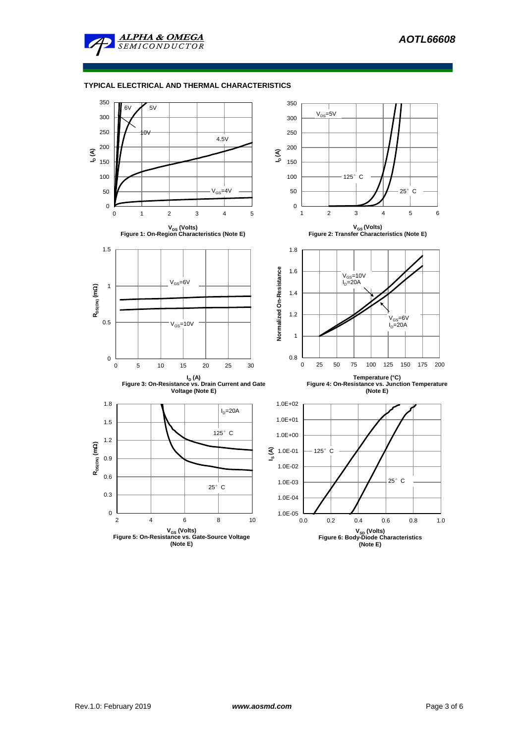## TYPICAL ELECTRICAL AND THERMAL CHARACTERISTICS

Figure 1: On-Region Characteristics (Note E)

Figure 2: Transfer Characteristics (Note E)

Figure 3: On-Resistance vs. Drain Current and Gate Voltage (Note E)

Figure 4: On-Resistance vs. Junction Temperature (Note E)

Figure 5: On-Resistance vs. Gate-Source Voltage (Note E)

Figure 6: Body-Diode Characteristics (Note E)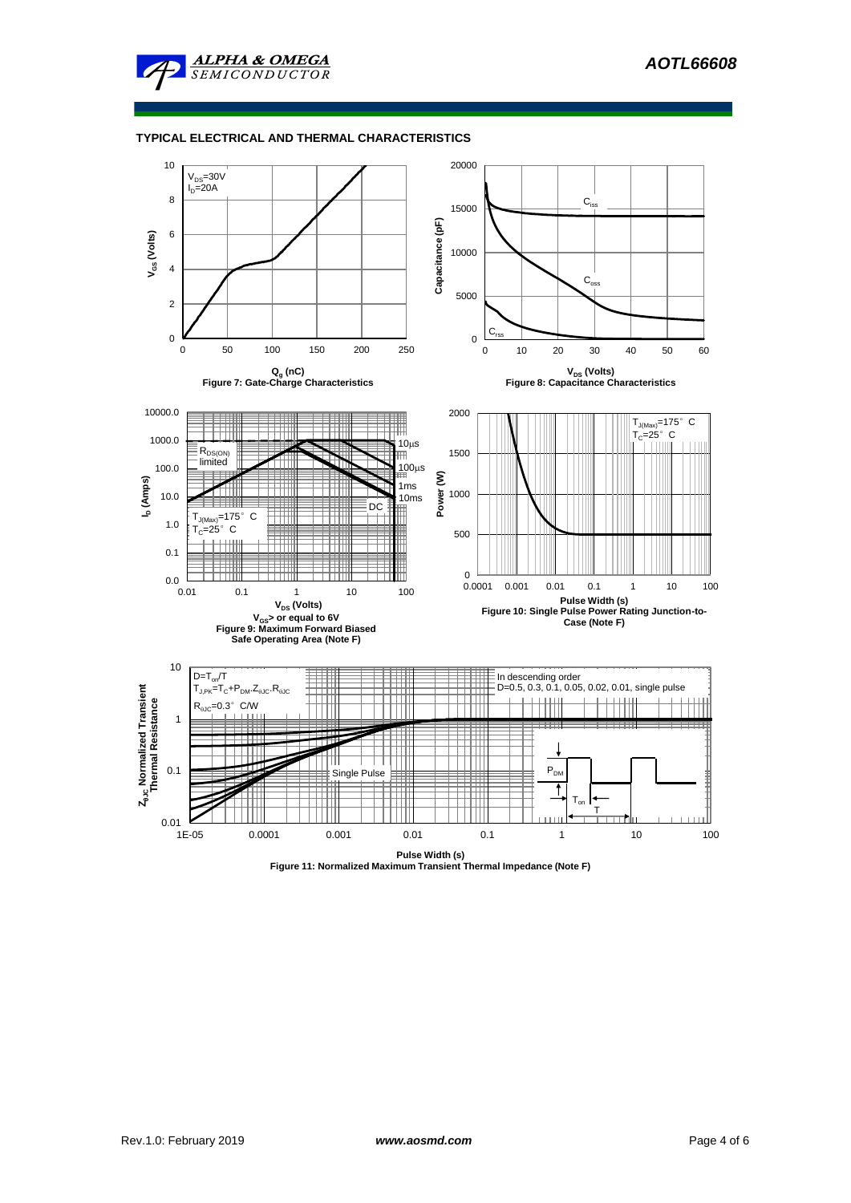## TYPICAL ELECTRICAL AND THERMAL CHARACTERISTICS

$V_{DS}$=30V
$I_D$=20A

$V_{GS}$ (Volts)

$Q_g$ (nC)

Figure 7: Gate-Charge Characteristics

$C_{iss}$
$C_{oss}$
$C_{rss}$

Capacitance (pF)

$V_{DS}$ (Volts)

Figure 8: Capacitance Characteristics

$R_{DS(ON)}$ limited

10µs
100µs
1ms
10ms
DC

$T_{J(Max)}$=175° C
$T_C$=25° C

$I_D$ (Amps)

$V_{DS}$ (Volts)

$V_{GS}$> or equal to 6V

Figure 9: Maximum Forward Biased Safe Operating Area (Note F)

$T_{J(Max)}$=175° C
$T_C$=25° C

Power (W)

Pulse Width (s)

Figure 10: Single Pulse Power Rating Junction-to-Case (Note F)

$D=T_{on}/T$
$T_{J,PK}=T_C+P_{DM}.Z_{\theta JC}.R_{\theta JC}$
$R_{\theta JC}$=0.3° C/W

In descending order
D=0.5, 0.3, 0.1, 0.05, 0.02, 0.01, single pulse

Single Pulse

$P_{DM}$
$T_{on}$
T

$Z_{\theta JC}$ Normalized Transient Thermal Resistance

Pulse Width (s)

Figure 11: Normalized Maximum Transient Thermal Impedance (Note F)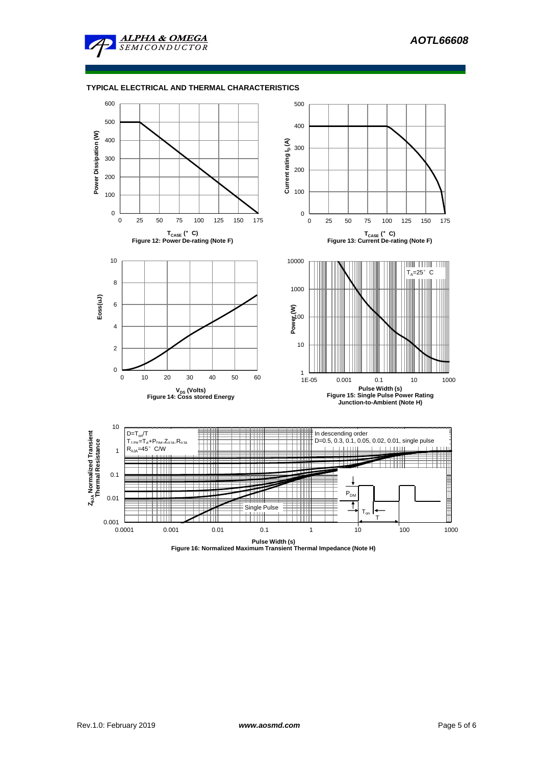## TYPICAL ELECTRICAL AND THERMAL CHARACTERISTICS

Power Dissipation (W) vs $T_{CASE}$ (°C)

**Figure 12: Power De-rating (Note F)**

Current rating $I_D$ (A) vs $T_{CASE}$ (°C)

**Figure 13: Current De-rating (Note F)**

Eoss(uJ) vs $V_{DS}$ (Volts)

**Figure 14: Coss stored Energy**

Power (W) vs Pulse Width (s), $T_A$=25°C

**Figure 15: Single Pulse Power Rating Junction-to-Ambient (Note H)**

$Z_{\theta JA}$ Normalized Transient Thermal Resistance vs Pulse Width (s)

D=$T_{on}$/T

$T_{J,PK}=T_A+P_{DM}.Z_{\theta JA}.R_{\theta JA}$

$R_{\theta JA}$=45°C/W

In descending order
D=0.5, 0.3, 0.1, 0.05, 0.02, 0.01, single pulse

Single Pulse

$P_{DM}$, $T_{on}$, T

**Figure 16: Normalized Maximum Transient Thermal Impedance (Note H)**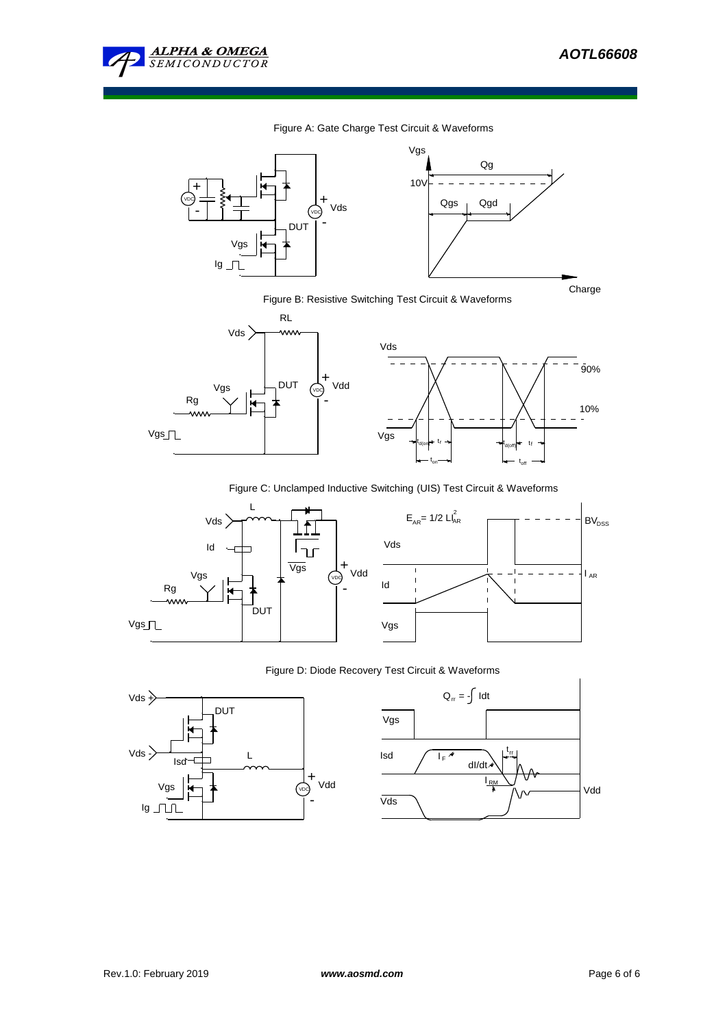Figure A: Gate Charge Test Circuit & Waveforms

Vgs

Qg

10V

Qgs

Qgd

VDC

+

-

+

Vds

-

DUT

Vgs

Ig

Charge

Figure B: Resistive Switching Test Circuit & Waveforms

RL

Vds

Vds

Vgs

DUT

+

Vdd

-

Rg

Vgs

90%

10%

Vgs

$t_{d(on)}$ $t_r$ $t_{on}$

$t_{d(off)}$ $t_f$ $t_{off}$

Figure C: Unclamped Inductive Switching (UIS) Test Circuit & Waveforms

L

Vds

$E_{AR} = 1/2\ LI_{AR}^2$

$BV_{DSS}$

Id

Vds

Vgs

Vgs

+

Vdd

-

Rg

Id

$I_{AR}$

Vgs

DUT

Vgs

Figure D: Diode Recovery Test Circuit & Waveforms

Vds +

DUT

$Q_{rr} = -\int Idt$

Vgs

Vds -

Isd

L

Isd

$I_F$

$t_{rr}$

dI/dt

$I_{RM}$

Vgs

+

Vdd

-

Vdd

Ig

Vds